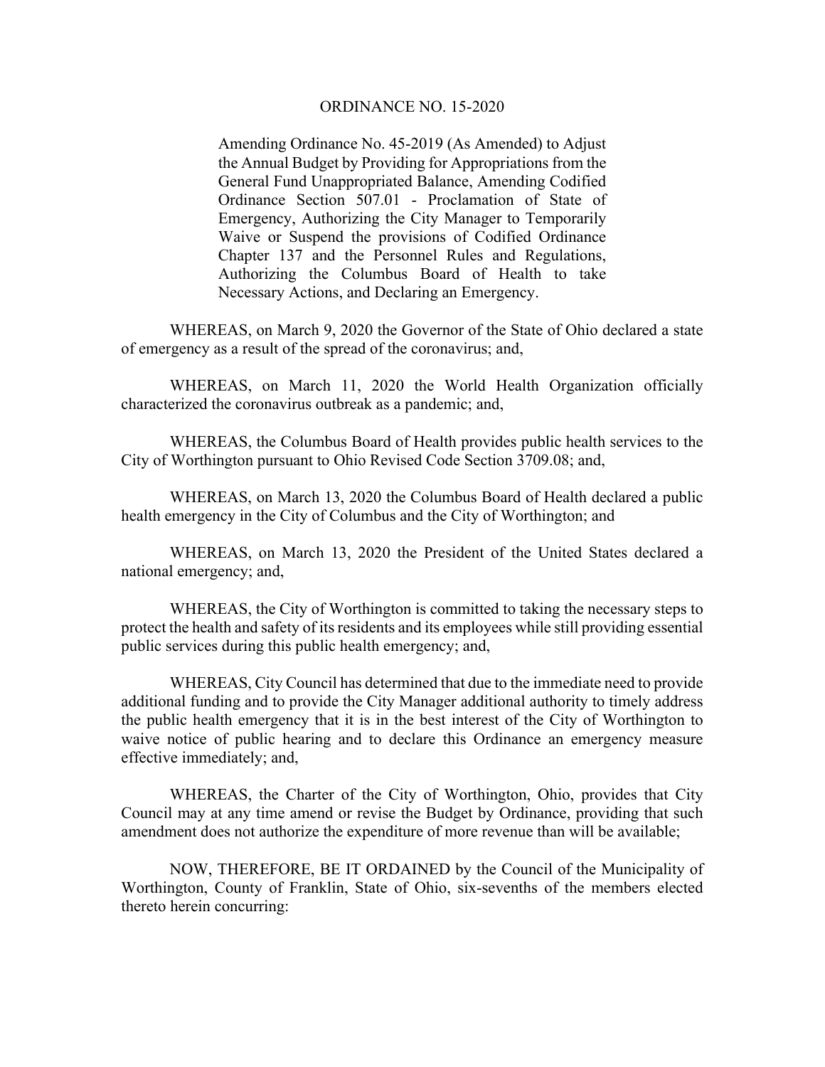# ORDINANCE NO. 15-2020

Amending Ordinance No. 45-2019 (As Amended) to Adjust the Annual Budget by Providing for Appropriations from the General Fund Unappropriated Balance, Amending Codified Ordinance Section 507.01 - Proclamation of State of Emergency, Authorizing the City Manager to Temporarily Waive or Suspend the provisions of Codified Ordinance Chapter 137 and the Personnel Rules and Regulations, Authorizing the Columbus Board of Health to take Necessary Actions, and Declaring an Emergency.

WHEREAS, on March 9, 2020 the Governor of the State of Ohio declared a state of emergency as a result of the spread of the coronavirus; and,

WHEREAS, on March 11, 2020 the World Health Organization officially characterized the coronavirus outbreak as a pandemic; and,

WHEREAS, the Columbus Board of Health provides public health services to the City of Worthington pursuant to Ohio Revised Code Section 3709.08; and,

WHEREAS, on March 13, 2020 the Columbus Board of Health declared a public health emergency in the City of Columbus and the City of Worthington; and

WHEREAS, on March 13, 2020 the President of the United States declared a national emergency; and,

WHEREAS, the City of Worthington is committed to taking the necessary steps to protect the health and safety of its residents and its employees while still providing essential public services during this public health emergency; and,

WHEREAS, City Council has determined that due to the immediate need to provide additional funding and to provide the City Manager additional authority to timely address the public health emergency that it is in the best interest of the City of Worthington to waive notice of public hearing and to declare this Ordinance an emergency measure effective immediately; and,

WHEREAS, the Charter of the City of Worthington, Ohio, provides that City Council may at any time amend or revise the Budget by Ordinance, providing that such amendment does not authorize the expenditure of more revenue than will be available;

NOW, THEREFORE, BE IT ORDAINED by the Council of the Municipality of Worthington, County of Franklin, State of Ohio, six-sevenths of the members elected thereto herein concurring: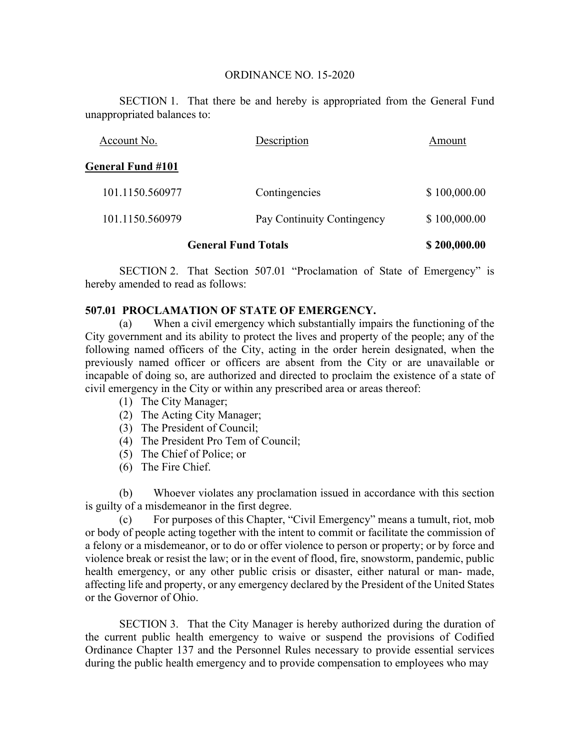ORDINANCE NO. 15-2020

SECTION 1. That there be and hereby is appropriated from the General Fund unappropriated balances to:

| Account No. | Description | Amount |
|---|---|---|
| **General Fund #101** | | |
| 101.1150.560977 | Contingencies | $ 100,000.00 |
| 101.1150.560979 | Pay Continuity Contingency | $ 100,000.00 |
| | **General Fund Totals** | **$ 200,000.00** |

SECTION 2. That Section 507.01 "Proclamation of State of Emergency" is hereby amended to read as follows:

**507.01 PROCLAMATION OF STATE OF EMERGENCY.**

(a) When a civil emergency which substantially impairs the functioning of the City government and its ability to protect the lives and property of the people; any of the following named officers of the City, acting in the order herein designated, when the previously named officer or officers are absent from the City or are unavailable or incapable of doing so, are authorized and directed to proclaim the existence of a state of civil emergency in the City or within any prescribed area or areas thereof:

(1) The City Manager;
(2) The Acting City Manager;
(3) The President of Council;
(4) The President Pro Tem of Council;
(5) The Chief of Police; or
(6) The Fire Chief.

(b) Whoever violates any proclamation issued in accordance with this section is guilty of a misdemeanor in the first degree.

(c) For purposes of this Chapter, "Civil Emergency" means a tumult, riot, mob or body of people acting together with the intent to commit or facilitate the commission of a felony or a misdemeanor, or to do or offer violence to person or property; or by force and violence break or resist the law; or in the event of flood, fire, snowstorm, pandemic, public health emergency, or any other public crisis or disaster, either natural or man- made, affecting life and property, or any emergency declared by the President of the United States or the Governor of Ohio.

SECTION 3. That the City Manager is hereby authorized during the duration of the current public health emergency to waive or suspend the provisions of Codified Ordinance Chapter 137 and the Personnel Rules necessary to provide essential services during the public health emergency and to provide compensation to employees who may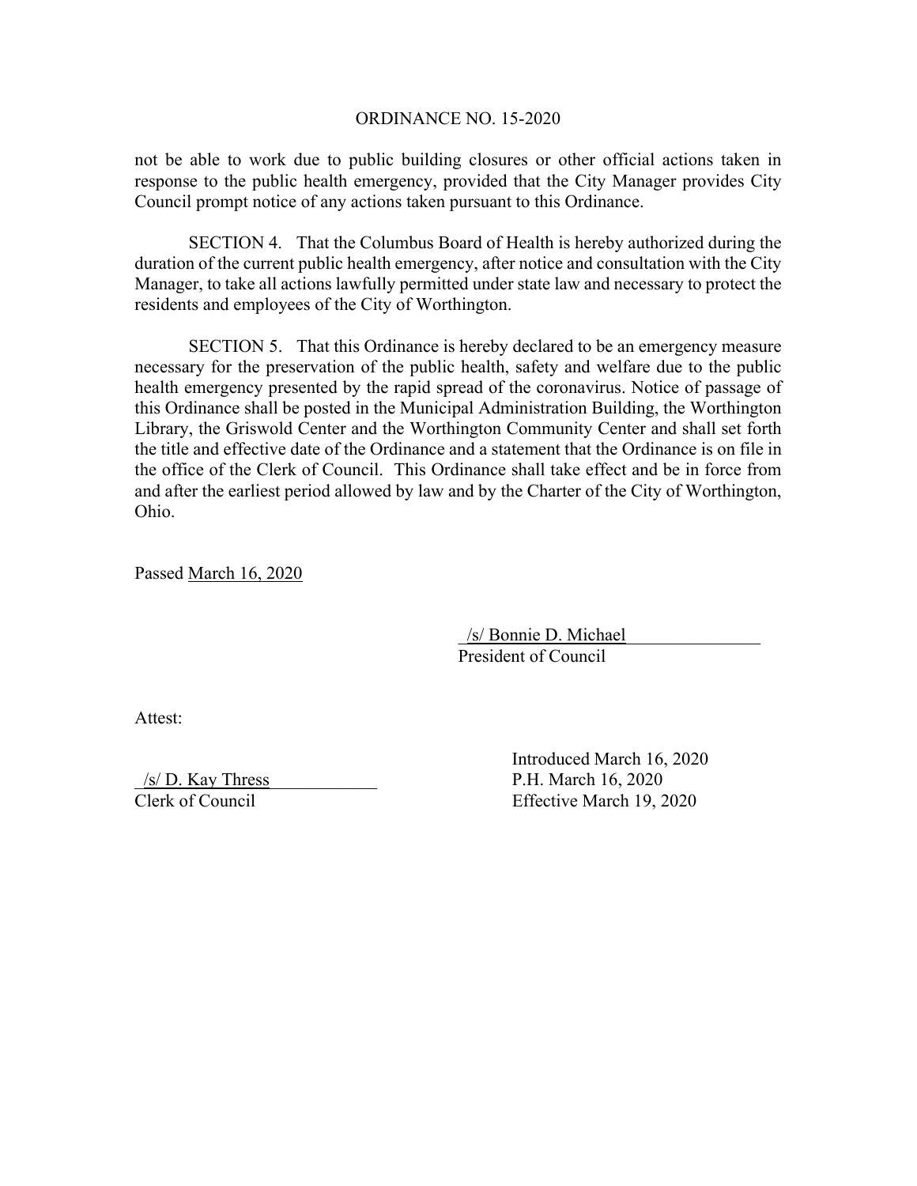ORDINANCE NO. 15-2020

not be able to work due to public building closures or other official actions taken in response to the public health emergency, provided that the City Manager provides City Council prompt notice of any actions taken pursuant to this Ordinance.

SECTION 4. That the Columbus Board of Health is hereby authorized during the duration of the current public health emergency, after notice and consultation with the City Manager, to take all actions lawfully permitted under state law and necessary to protect the residents and employees of the City of Worthington.

SECTION 5. That this Ordinance is hereby declared to be an emergency measure necessary for the preservation of the public health, safety and welfare due to the public health emergency presented by the rapid spread of the coronavirus. Notice of passage of this Ordinance shall be posted in the Municipal Administration Building, the Worthington Library, the Griswold Center and the Worthington Community Center and shall set forth the title and effective date of the Ordinance and a statement that the Ordinance is on file in the office of the Clerk of Council. This Ordinance shall take effect and be in force from and after the earliest period allowed by law and by the Charter of the City of Worthington, Ohio.

Passed March 16, 2020

/s/ Bonnie D. Michael
President of Council

Attest:

/s/ D. Kay Thress
Clerk of Council

Introduced March 16, 2020
P.H. March 16, 2020
Effective March 19, 2020